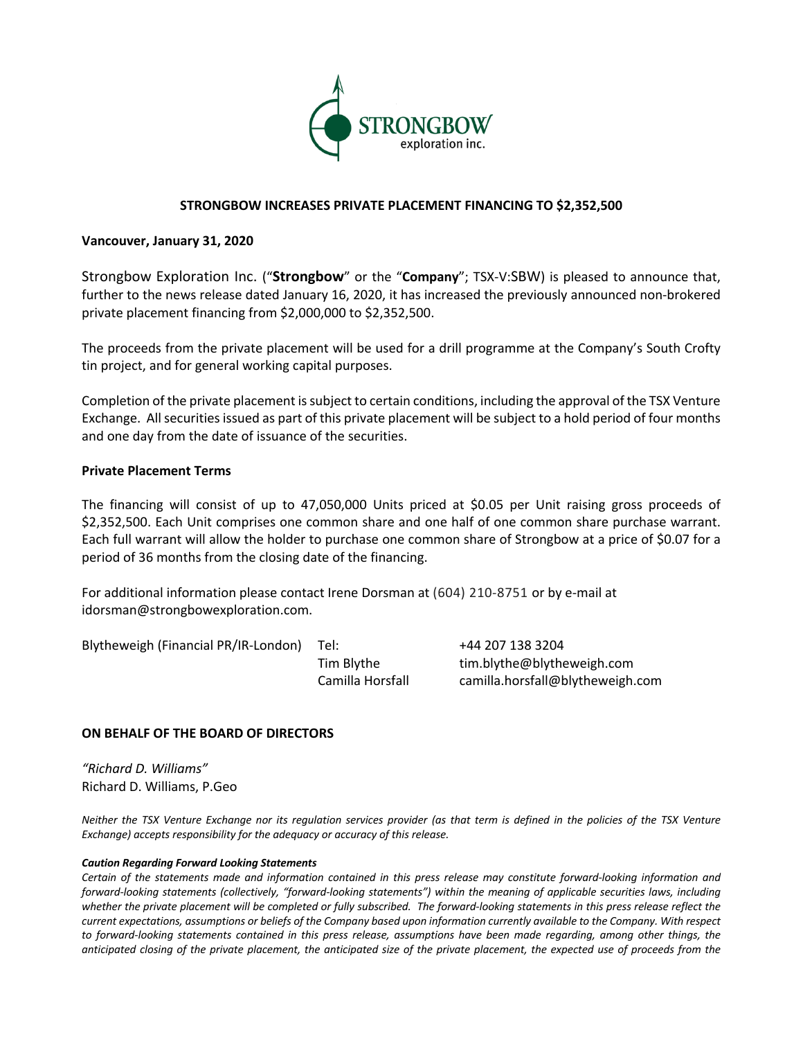# STRONGBOW INCREASES PRIVATE PLACEMENT FINANCING TO $2,352,500

**Vancouver, January 31, 2020**

Strongbow Exploration Inc. ("**Strongbow**" or the "**Company**"; TSX-V:SBW) is pleased to announce that, further to the news release dated January 16, 2020, it has increased the previously announced non-brokered private placement financing from $2,000,000 to $2,352,500.

The proceeds from the private placement will be used for a drill programme at the Company's South Crofty tin project, and for general working capital purposes.

Completion of the private placement is subject to certain conditions, including the approval of the TSX Venture Exchange. All securities issued as part of this private placement will be subject to a hold period of four months and one day from the date of issuance of the securities.

**Private Placement Terms**

The financing will consist of up to 47,050,000 Units priced at $0.05 per Unit raising gross proceeds of $2,352,500. Each Unit comprises one common share and one half of one common share purchase warrant. Each full warrant will allow the holder to purchase one common share of Strongbow at a price of $0.07 for a period of 36 months from the closing date of the financing.

For additional information please contact Irene Dorsman at (604) 210-8751 or by e-mail at idorsman@strongbowexploration.com.

| Blytheweigh (Financial PR/IR-London) | Tel: | +44 207 138 3204 |
|---|---|---|
| | Tim Blythe | tim.blythe@blytheweigh.com |
| | Camilla Horsfall | camilla.horsfall@blytheweigh.com |

**ON BEHALF OF THE BOARD OF DIRECTORS**

*"Richard D. Williams"*
Richard D. Williams, P.Geo

*Neither the TSX Venture Exchange nor its regulation services provider (as that term is defined in the policies of the TSX Venture Exchange) accepts responsibility for the adequacy or accuracy of this release.*

***Caution Regarding Forward Looking Statements***

*Certain of the statements made and information contained in this press release may constitute forward-looking information and forward-looking statements (collectively, "forward-looking statements") within the meaning of applicable securities laws, including whether the private placement will be completed or fully subscribed. The forward-looking statements in this press release reflect the current expectations, assumptions or beliefs of the Company based upon information currently available to the Company. With respect to forward-looking statements contained in this press release, assumptions have been made regarding, among other things, the anticipated closing of the private placement, the anticipated size of the private placement, the expected use of proceeds from the*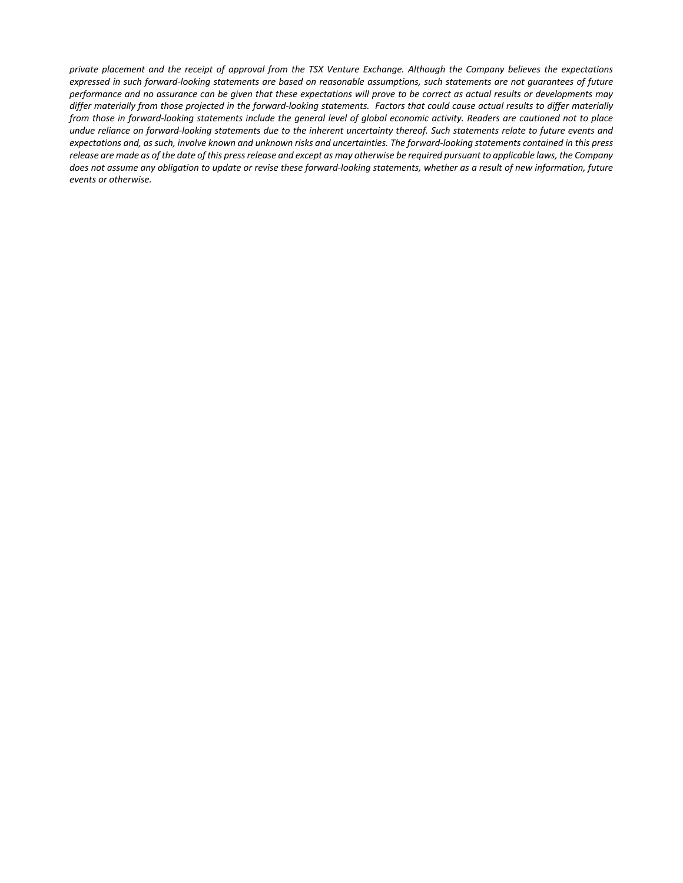*private placement and the receipt of approval from the TSX Venture Exchange. Although the Company believes the expectations expressed in such forward-looking statements are based on reasonable assumptions, such statements are not guarantees of future performance and no assurance can be given that these expectations will prove to be correct as actual results or developments may differ materially from those projected in the forward-looking statements. Factors that could cause actual results to differ materially from those in forward-looking statements include the general level of global economic activity. Readers are cautioned not to place undue reliance on forward-looking statements due to the inherent uncertainty thereof. Such statements relate to future events and expectations and, as such, involve known and unknown risks and uncertainties. The forward-looking statements contained in this press release are made as of the date of this press release and except as may otherwise be required pursuant to applicable laws, the Company does not assume any obligation to update or revise these forward-looking statements, whether as a result of new information, future events or otherwise.*